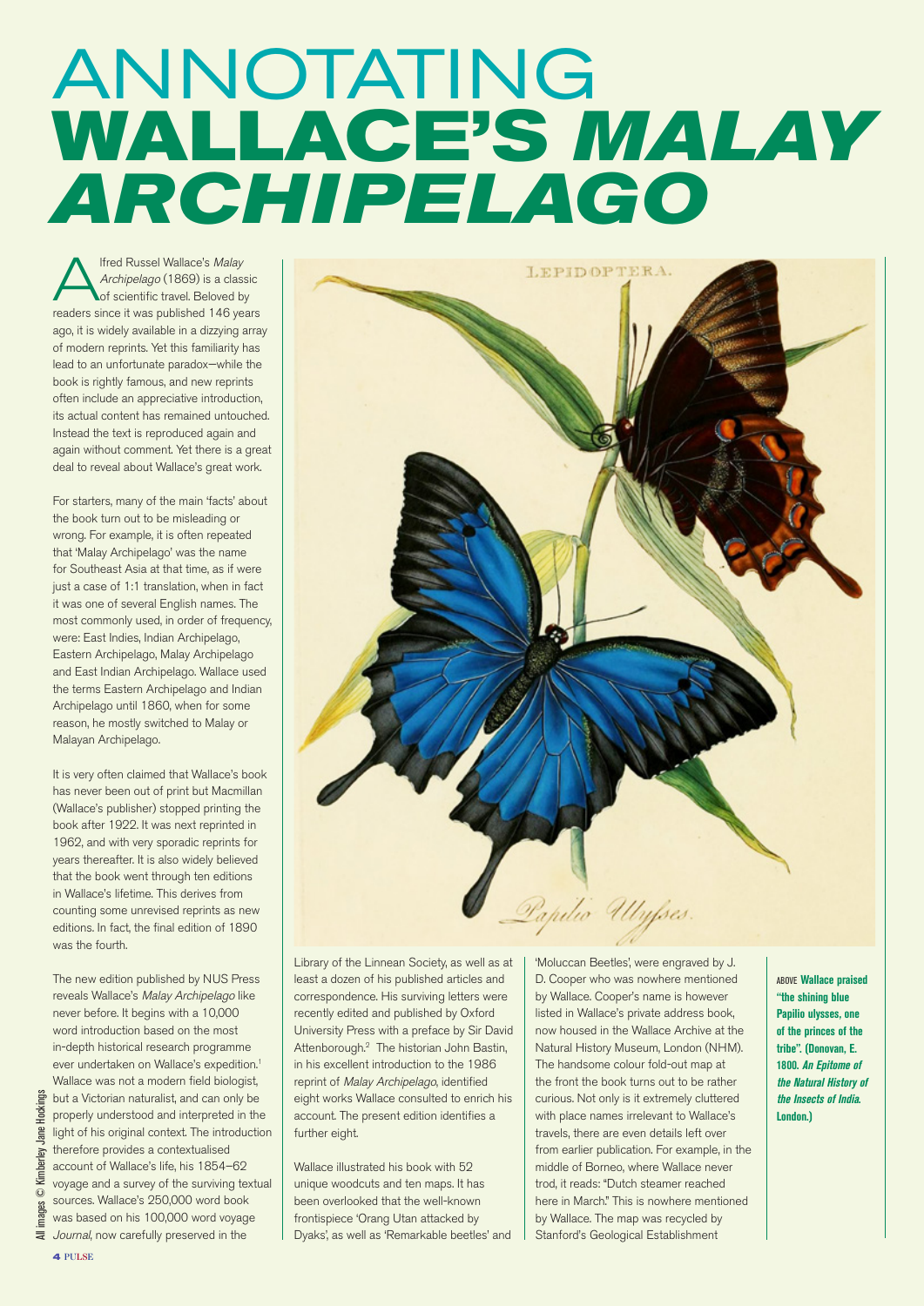# ANNOTATING
# *WALLACE'S MALAY ARCHIPELAGO*

Alfred Russel Wallace's *Malay Archipelago* (1869) is a classic of scientific travel. Beloved by readers since it was published 146 years ago, it is widely available in a dizzying array of modern reprints. Yet this familiarity has lead to an unfortunate paradox—while the book is rightly famous, and new reprints often include an appreciative introduction, its actual content has remained untouched. Instead the text is reproduced again and again without comment. Yet there is a great deal to reveal about Wallace's great work.

For starters, many of the main 'facts' about the book turn out to be misleading or wrong. For example, it is often repeated that 'Malay Archipelago' was the name for Southeast Asia at that time, as if were just a case of 1:1 translation, when in fact it was one of several English names. The most commonly used, in order of frequency, were: East Indies, Indian Archipelago, Eastern Archipelago, Malay Archipelago and East Indian Archipelago. Wallace used the terms Eastern Archipelago and Indian Archipelago until 1860, when for some reason, he mostly switched to Malay or Malayan Archipelago.

It is very often claimed that Wallace's book has never been out of print but Macmillan (Wallace's publisher) stopped printing the book after 1922. It was next reprinted in 1962, and with very sporadic reprints for years thereafter. It is also widely believed that the book went through ten editions in Wallace's lifetime. This derives from counting some unrevised reprints as new editions. In fact, the final edition of 1890 was the fourth.

The new edition published by NUS Press reveals Wallace's *Malay Archipelago* like never before. It begins with a 10,000 word introduction based on the most in-depth historical research programme ever undertaken on Wallace's expedition.[1] Wallace was not a modern field biologist, but a Victorian naturalist, and can only be properly understood and interpreted in the light of his original context. The introduction therefore provides a contextualised account of Wallace's life, his 1854–62 voyage and a survey of the surviving textual sources. Wallace's 250,000 word book was based on his 100,000 word voyage *Journal*, now carefully preserved in the Library of the Linnean Society, as well as at least a dozen of his published articles and correspondence. His surviving letters were recently edited and published by Oxford University Press with a preface by Sir David Attenborough.[2] The historian John Bastin, in his excellent introduction to the 1986 reprint of *Malay Archipelago*, identified eight works Wallace consulted to enrich his account. The present edition identifies a further eight.

Wallace illustrated his book with 52 unique woodcuts and ten maps. It has been overlooked that the well-known frontispiece 'Orang Utan attacked by Dyaks', as well as 'Remarkable beetles' and 'Moluccan Beetles', were engraved by J. D. Cooper who was nowhere mentioned by Wallace. Cooper's name is however listed in Wallace's private address book, now housed in the Wallace Archive at the Natural History Museum, London (NHM). The handsome colour fold-out map at the front the book turns out to be rather curious. Not only is it extremely cluttered with place names irrelevant to Wallace's travels, there are even details left over from earlier publication. For example, in the middle of Borneo, where Wallace never trod, it reads: "Dutch steamer reached here in March." This is nowhere mentioned by Wallace. The map was recycled by Stanford's Geological Establishment

ABOVE **Wallace praised "the shining blue Papilio ulysses, one of the princes of the tribe". (Donovan, E. 1800. *An Epitome of the Natural History of the Insects of India*. London.)**

All images © Kimberley Jane Hockings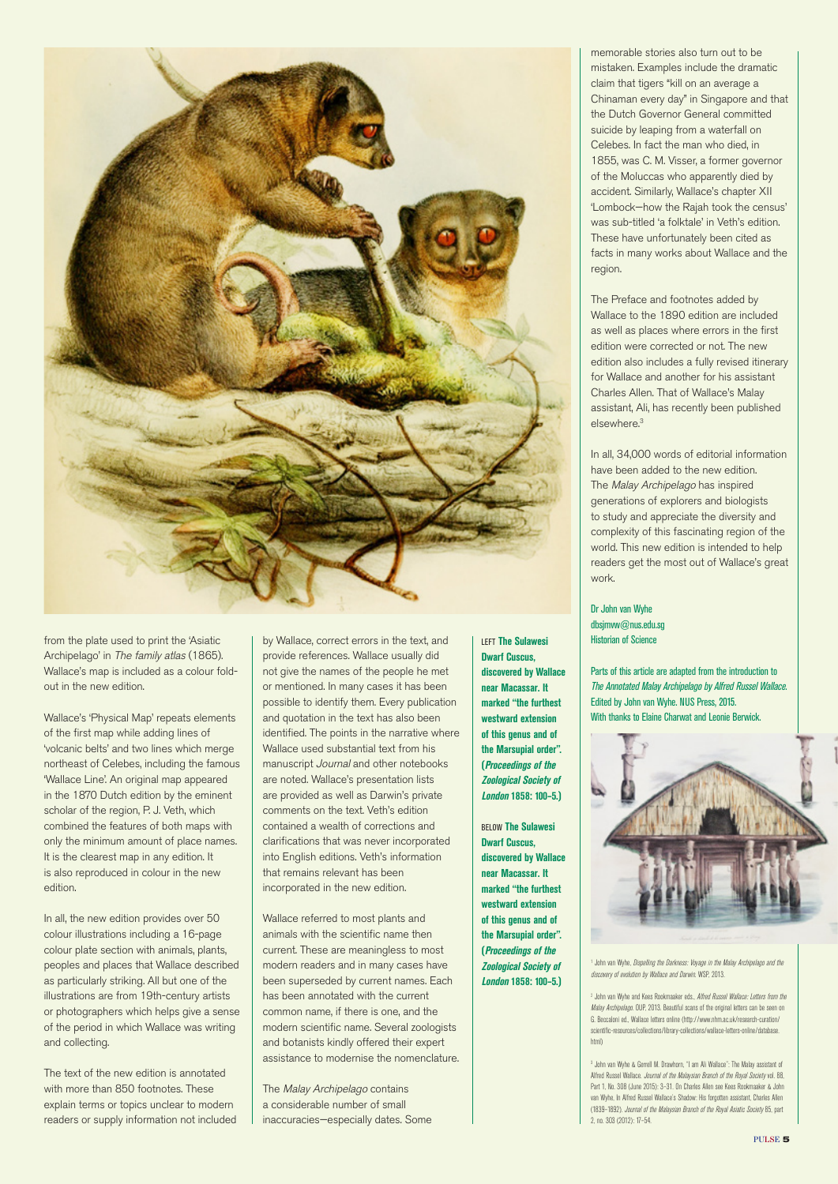from the plate used to print the 'Asiatic Archipelago' in *The family atlas* (1865). Wallace's map is included as a colour fold-out in the new edition.

Wallace's 'Physical Map' repeats elements of the first map while adding lines of 'volcanic belts' and two lines which merge northeast of Celebes, including the famous 'Wallace Line'. An original map appeared in the 1870 Dutch edition by the eminent scholar of the region, P. J. Veth, which combined the features of both maps with only the minimum amount of place names. It is the clearest map in any edition. It is also reproduced in colour in the new edition.

In all, the new edition provides over 50 colour illustrations including a 16-page colour plate section with animals, plants, peoples and places that Wallace described as particularly striking. All but one of the illustrations are from 19th-century artists or photographers which helps give a sense of the period in which Wallace was writing and collecting.

The text of the new edition is annotated with more than 850 footnotes. These explain terms or topics unclear to modern readers or supply information not included by Wallace, correct errors in the text, and provide references. Wallace usually did not give the names of the people he met or mentioned. In many cases it has been possible to identify them. Every publication and quotation in the text has also been identified. The points in the narrative where Wallace used substantial text from his manuscript *Journal* and other notebooks are noted. Wallace's presentation lists are provided as well as Darwin's private comments on the text. Veth's edition contained a wealth of corrections and clarifications that was never incorporated into English editions. Veth's information that remains relevant has been incorporated in the new edition.

Wallace referred to most plants and animals with the scientific name then current. These are meaningless to most modern readers and in many cases have been superseded by current names. Each has been annotated with the current common name, if there is one, and the modern scientific name. Several zoologists and botanists kindly offered their expert assistance to modernise the nomenclature.

The *Malay Archipelago* contains a considerable number of small inaccuracies—especially dates. Some memorable stories also turn out to be mistaken. Examples include the dramatic claim that tigers "kill on an average a Chinaman every day" in Singapore and that the Dutch Governor General committed suicide by leaping from a waterfall on Celebes. In fact the man who died, in 1855, was C. M. Visser, a former governor of the Moluccas who apparently died by accident. Similarly, Wallace's chapter XII 'Lombock—how the Rajah took the census' was sub-titled 'a folktale' in Veth's edition. These have unfortunately been cited as facts in many works about Wallace and the region.

The Preface and footnotes added by Wallace to the 1890 edition are included as well as places where errors in the first edition were corrected or not. The new edition also includes a fully revised itinerary for Wallace and another for his assistant Charles Allen. That of Wallace's Malay assistant, Ali, has recently been published elsewhere.[3]

In all, 34,000 words of editorial information have been added to the new edition. The *Malay Archipelago* has inspired generations of explorers and biologists to study and appreciate the diversity and complexity of this fascinating region of the world. This new edition is intended to help readers get the most out of Wallace's great work.

Dr John van Wyhe
dbsjmvw@nus.edu.sg
Historian of Science

Parts of this article are adapted from the introduction to *The Annotated Malay Archipelago by Alfred Russel Wallace*. Edited by John van Wyhe. NUS Press, 2015.
With thanks to Elaine Charwat and Leonie Berwick.

LEFT **The Sulawesi Dwarf Cuscus, discovered by Wallace near Macassar. It marked "the furthest westward extension of this genus and of the Marsupial order". (*Proceedings of the Zoological Society of London* 1858: 100–5.)**

BELOW **The Sulawesi Dwarf Cuscus, discovered by Wallace near Macassar. It marked "the furthest westward extension of this genus and of the Marsupial order". (*Proceedings of the Zoological Society of London* 1858: 100–5.)**

[1] John van Wyhe, *Dispelling the Darkness: Voyage in the Malay Archipelago and the discovery of evolution by Wallace and Darwin.* WSP, 2013.

[2] John van Wyhe and Kees Rookmaaker eds., *Alfred Russel Wallace: Letters from the Malay Archipelago.* OUP, 2013. Beautiful scans of the original letters can be seen on G. Beccaloni ed., Wallace letters online (http://www.nhm.ac.uk/research-curation/scientific-resources/collections/library-collections/wallace-letters-online/database.html)

[3] John van Wyhe & Gerrell M. Drawhorn, "I am Ali Wallace": The Malay assistant of Alfred Russel Wallace. *Journal of the Malaysian Branch of the Royal Asiatic Society* vol. 88, Part 1, No. 308 (June 2015): 3–31. On Charles Allen see Kees Rookmaaker & John van Wyhe, In Alfred Russel Wallace's Shadow: His forgotten assistant, Charles Allen (1839–1892). *Journal of the Malaysian Branch of the Royal Asiatic Society* 85, part 2, no. 303 (2012): 17–54.